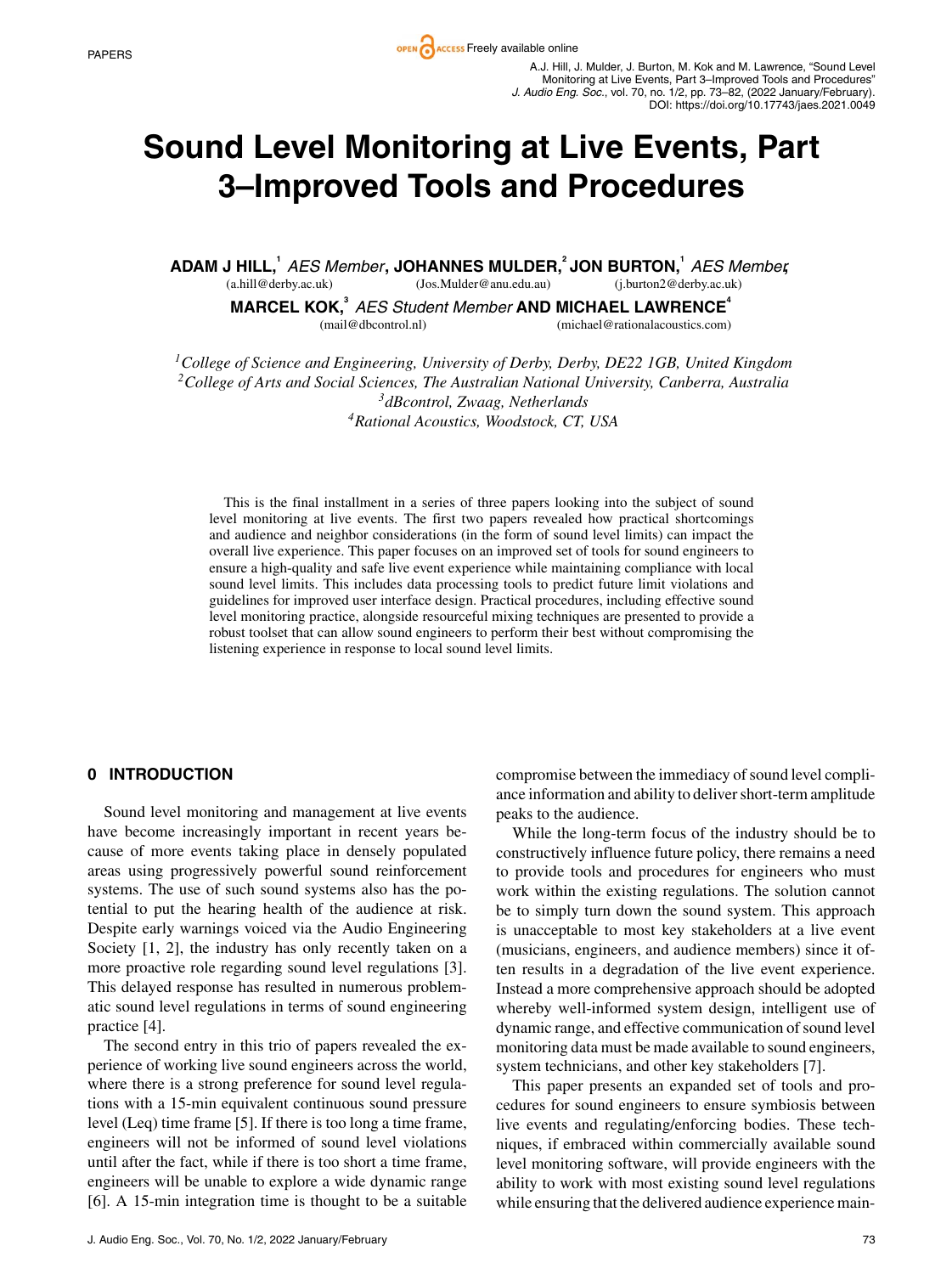# Sound Level Monitoring at Live Events, Part 3–Improved Tools and Procedures

**ADAM J HILL,**[1] *AES Member*, **JOHANNES MULDER,**[2] **JON BURTON,**[1] *AES Member*,
(a.hill@derby.ac.uk) (Jos.Mulder@anu.edu.au) (j.burton2@derby.ac.uk)

**MARCEL KOK,**[3] *AES Student Member* **AND MICHAEL LAWRENCE**[4]
(mail@dbcontrol.nl) (michael@rationalacoustics.com)

[1]*College of Science and Engineering, University of Derby, Derby, DE22 1GB, United Kingdom*
[2]*College of Arts and Social Sciences, The Australian National University, Canberra, Australia*
[3]*dBcontrol, Zwaag, Netherlands*
[4]*Rational Acoustics, Woodstock, CT, USA*

This is the final installment in a series of three papers looking into the subject of sound level monitoring at live events. The first two papers revealed how practical shortcomings and audience and neighbor considerations (in the form of sound level limits) can impact the overall live experience. This paper focuses on an improved set of tools for sound engineers to ensure a high-quality and safe live event experience while maintaining compliance with local sound level limits. This includes data processing tools to predict future limit violations and guidelines for improved user interface design. Practical procedures, including effective sound level monitoring practice, alongside resourceful mixing techniques are presented to provide a robust toolset that can allow sound engineers to perform their best without compromising the listening experience in response to local sound level limits.

## 0 INTRODUCTION

Sound level monitoring and management at live events have become increasingly important in recent years because of more events taking place in densely populated areas using progressively powerful sound reinforcement systems. The use of such sound systems also has the potential to put the hearing health of the audience at risk. Despite early warnings voiced via the Audio Engineering Society [1, 2], the industry has only recently taken on a more proactive role regarding sound level regulations [3]. This delayed response has resulted in numerous problematic sound level regulations in terms of sound engineering practice [4].

The second entry in this trio of papers revealed the experience of working live sound engineers across the world, where there is a strong preference for sound level regulations with a 15-min equivalent continuous sound pressure level (Leq) time frame [5]. If there is too long a time frame, engineers will not be informed of sound level violations until after the fact, while if there is too short a time frame, engineers will be unable to explore a wide dynamic range [6]. A 15-min integration time is thought to be a suitable compromise between the immediacy of sound level compliance information and ability to deliver short-term amplitude peaks to the audience.

While the long-term focus of the industry should be to constructively influence future policy, there remains a need to provide tools and procedures for engineers who must work within the existing regulations. The solution cannot be to simply turn down the sound system. This approach is unacceptable to most key stakeholders at a live event (musicians, engineers, and audience members) since it often results in a degradation of the live event experience. Instead a more comprehensive approach should be adopted whereby well-informed system design, intelligent use of dynamic range, and effective communication of sound level monitoring data must be made available to sound engineers, system technicians, and other key stakeholders [7].

This paper presents an expanded set of tools and procedures for sound engineers to ensure symbiosis between live events and regulating/enforcing bodies. These techniques, if embraced within commercially available sound level monitoring software, will provide engineers with the ability to work with most existing sound level regulations while ensuring that the delivered audience experience main-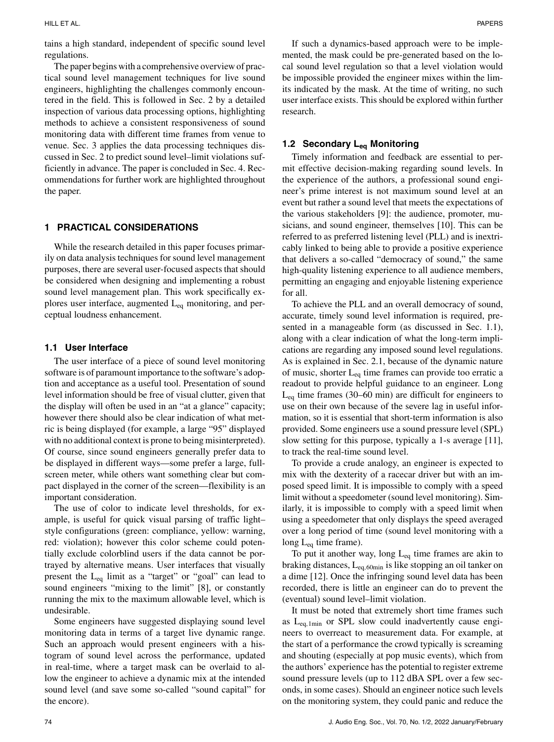tains a high standard, independent of specific sound level regulations.

The paper begins with a comprehensive overview of practical sound level management techniques for live sound engineers, highlighting the challenges commonly encountered in the field. This is followed in Sec. 2 by a detailed inspection of various data processing options, highlighting methods to achieve a consistent responsiveness of sound monitoring data with different time frames from venue to venue. Sec. 3 applies the data processing techniques discussed in Sec. 2 to predict sound level–limit violations sufficiently in advance. The paper is concluded in Sec. 4. Recommendations for further work are highlighted throughout the paper.

## 1 PRACTICAL CONSIDERATIONS

While the research detailed in this paper focuses primarily on data analysis techniques for sound level management purposes, there are several user-focused aspects that should be considered when designing and implementing a robust sound level management plan. This work specifically explores user interface, augmented $L_{eq}$ monitoring, and perceptual loudness enhancement.

### 1.1 User Interface

The user interface of a piece of sound level monitoring software is of paramount importance to the software's adoption and acceptance as a useful tool. Presentation of sound level information should be free of visual clutter, given that the display will often be used in an "at a glance" capacity; however there should also be clear indication of what metric is being displayed (for example, a large "95" displayed with no additional context is prone to being misinterpreted). Of course, since sound engineers generally prefer data to be displayed in different ways—some prefer a large, full-screen meter, while others want something clear but compact displayed in the corner of the screen—flexibility is an important consideration.

The use of color to indicate level thresholds, for example, is useful for quick visual parsing of traffic light–style configurations (green: compliance, yellow: warning, red: violation); however this color scheme could potentially exclude colorblind users if the data cannot be portrayed by alternative means. User interfaces that visually present the $L_{eq}$ limit as a "target" or "goal" can lead to sound engineers "mixing to the limit" [8], or constantly running the mix to the maximum allowable level, which is undesirable.

Some engineers have suggested displaying sound level monitoring data in terms of a target live dynamic range. Such an approach would present engineers with a histogram of sound level across the performance, updated in real-time, where a target mask can be overlaid to allow the engineer to achieve a dynamic mix at the intended sound level (and save some so-called "sound capital" for the encore).

If such a dynamics-based approach were to be implemented, the mask could be pre-generated based on the local sound level regulation so that a level violation would be impossible provided the engineer mixes within the limits indicated by the mask. At the time of writing, no such user interface exists. This should be explored within further research.

### 1.2 Secondary $L_{eq}$ Monitoring

Timely information and feedback are essential to permit effective decision-making regarding sound levels. In the experience of the authors, a professional sound engineer's prime interest is not maximum sound level at an event but rather a sound level that meets the expectations of the various stakeholders [9]: the audience, promoter, musicians, and sound engineer, themselves [10]. This can be referred to as preferred listening level (PLL) and is inextricably linked to being able to provide a positive experience that delivers a so-called "democracy of sound," the same high-quality listening experience to all audience members, permitting an engaging and enjoyable listening experience for all.

To achieve the PLL and an overall democracy of sound, accurate, timely sound level information is required, presented in a manageable form (as discussed in Sec. 1.1), along with a clear indication of what the long-term implications are regarding any imposed sound level regulations. As is explained in Sec. 2.1, because of the dynamic nature of music, shorter $L_{eq}$ time frames can provide too erratic a readout to provide helpful guidance to an engineer. Long $L_{eq}$ time frames (30–60 min) are difficult for engineers to use on their own because of the severe lag in useful information, so it is essential that short-term information is also provided. Some engineers use a sound pressure level (SPL) slow setting for this purpose, typically a 1-s average [11], to track the real-time sound level.

To provide a crude analogy, an engineer is expected to mix with the dexterity of a racecar driver but with an imposed speed limit. It is impossible to comply with a speed limit without a speedometer (sound level monitoring). Similarly, it is impossible to comply with a speed limit when using a speedometer that only displays the speed averaged over a long period of time (sound level monitoring with a long $L_{eq}$ time frame).

To put it another way, long $L_{eq}$ time frames are akin to braking distances, $L_{eq,60min}$ is like stopping an oil tanker on a dime [12]. Once the infringing sound level data has been recorded, there is little an engineer can do to prevent the (eventual) sound level–limit violation.

It must be noted that extremely short time frames such as $L_{eq,1min}$ or SPL slow could inadvertently cause engineers to overreact to measurement data. For example, at the start of a performance the crowd typically is screaming and shouting (especially at pop music events), which from the authors' experience has the potential to register extreme sound pressure levels (up to 112 dBA SPL over a few seconds, in some cases). Should an engineer notice such levels on the monitoring system, they could panic and reduce the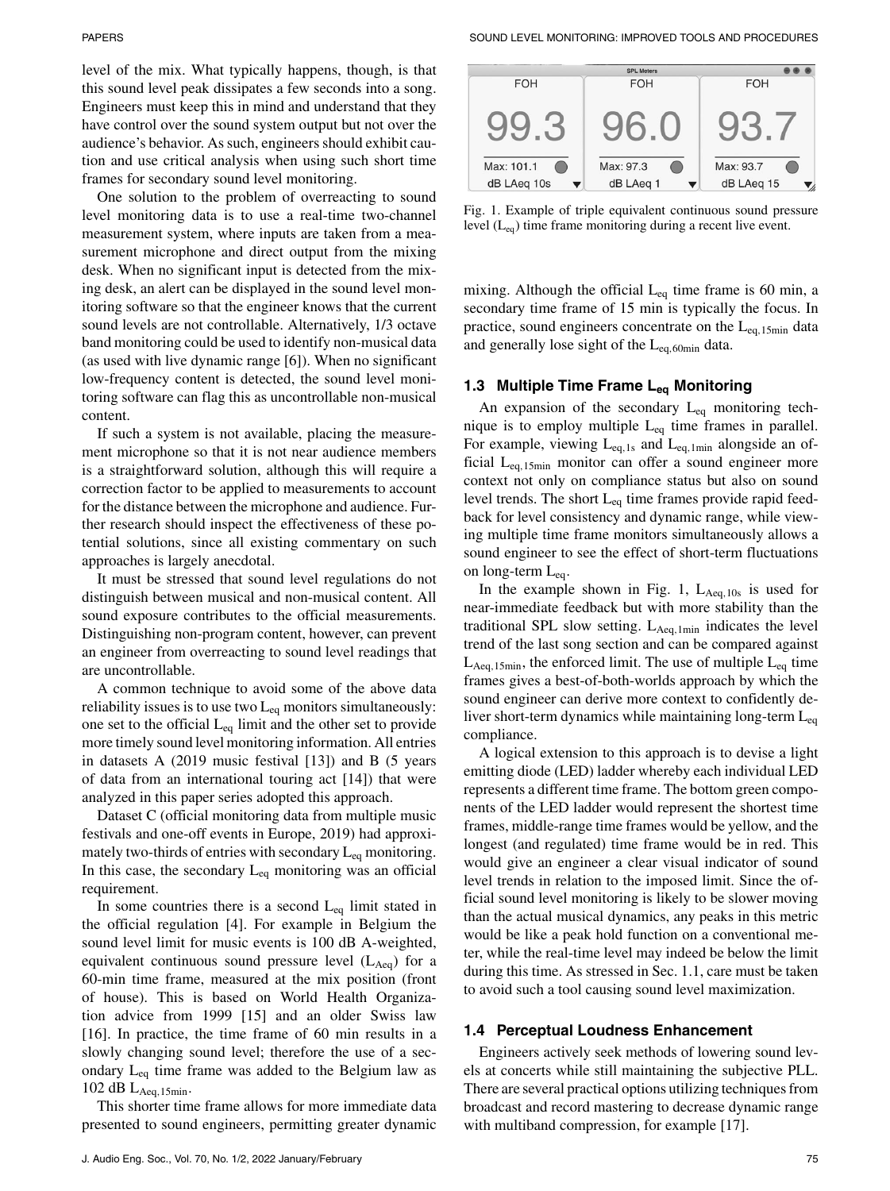level of the mix. What typically happens, though, is that this sound level peak dissipates a few seconds into a song. Engineers must keep this in mind and understand that they have control over the sound system output but not over the audience's behavior. As such, engineers should exhibit caution and use critical analysis when using such short time frames for secondary sound level monitoring.

One solution to the problem of overreacting to sound level monitoring data is to use a real-time two-channel measurement system, where inputs are taken from a measurement microphone and direct output from the mixing desk. When no significant input is detected from the mixing desk, an alert can be displayed in the sound level monitoring software so that the engineer knows that the current sound levels are not controllable. Alternatively, 1/3 octave band monitoring could be used to identify non-musical data (as used with live dynamic range [6]). When no significant low-frequency content is detected, the sound level monitoring software can flag this as uncontrollable non-musical content.

If such a system is not available, placing the measurement microphone so that it is not near audience members is a straightforward solution, although this will require a correction factor to be applied to measurements to account for the distance between the microphone and audience. Further research should inspect the effectiveness of these potential solutions, since all existing commentary on such approaches is largely anecdotal.

It must be stressed that sound level regulations do not distinguish between musical and non-musical content. All sound exposure contributes to the official measurements. Distinguishing non-program content, however, can prevent an engineer from overreacting to sound level readings that are uncontrollable.

A common technique to avoid some of the above data reliability issues is to use two $L_{eq}$ monitors simultaneously: one set to the official $L_{eq}$ limit and the other set to provide more timely sound level monitoring information. All entries in datasets A (2019 music festival [13]) and B (5 years of data from an international touring act [14]) that were analyzed in this paper series adopted this approach.

Dataset C (official monitoring data from multiple music festivals and one-off events in Europe, 2019) had approximately two-thirds of entries with secondary $L_{eq}$ monitoring. In this case, the secondary $L_{eq}$ monitoring was an official requirement.

In some countries there is a second $L_{eq}$ limit stated in the official regulation [4]. For example in Belgium the sound level limit for music events is 100 dB A-weighted, equivalent continuous sound pressure level ($L_{Aeq}$) for a 60-min time frame, measured at the mix position (front of house). This is based on World Health Organization advice from 1999 [15] and an older Swiss law [16]. In practice, the time frame of 60 min results in a slowly changing sound level; therefore the use of a secondary $L_{eq}$ time frame was added to the Belgium law as 102 dB $L_{Aeq,15min}$.

This shorter time frame allows for more immediate data presented to sound engineers, permitting greater dynamic mixing. Although the official $L_{eq}$ time frame is 60 min, a secondary time frame of 15 min is typically the focus. In practice, sound engineers concentrate on the $L_{eq,15min}$ data and generally lose sight of the $L_{eq,60min}$ data.

| FOH | FOH | FOH |
|---|---|---|
| 99.3 | 96.0 | 93.7 |
| Max: 101.1 | Max: 97.3 | Max: 93.7 |
| dB LAeq 10s | dB LAeq 1 | dB LAeq 15 |

Fig. 1. Example of triple equivalent continuous sound pressure level ($L_{eq}$) time frame monitoring during a recent live event.

### 1.3 Multiple Time Frame $L_{eq}$ Monitoring

An expansion of the secondary $L_{eq}$ monitoring technique is to employ multiple $L_{eq}$ time frames in parallel. For example, viewing $L_{eq,1s}$ and $L_{eq,1min}$ alongside an official $L_{eq,15min}$ monitor can offer a sound engineer more context not only on compliance status but also on sound level trends. The short $L_{eq}$ time frames provide rapid feedback for level consistency and dynamic range, while viewing multiple time frame monitors simultaneously allows a sound engineer to see the effect of short-term fluctuations on long-term $L_{eq}$.

In the example shown in Fig. 1, $L_{Aeq,10s}$ is used for near-immediate feedback but with more stability than the traditional SPL slow setting. $L_{Aeq,1min}$ indicates the level trend of the last song section and can be compared against $L_{Aeq,15min}$, the enforced limit. The use of multiple $L_{eq}$ time frames gives a best-of-both-worlds approach by which the sound engineer can derive more context to confidently deliver short-term dynamics while maintaining long-term $L_{eq}$ compliance.

A logical extension to this approach is to devise a light emitting diode (LED) ladder whereby each individual LED represents a different time frame. The bottom green components of the LED ladder would represent the shortest time frames, middle-range time frames would be yellow, and the longest (and regulated) time frame would be in red. This would give an engineer a clear visual indicator of sound level trends in relation to the imposed limit. Since the official sound level monitoring is likely to be slower moving than the actual musical dynamics, any peaks in this metric would be like a peak hold function on a conventional meter, while the real-time level may indeed be below the limit during this time. As stressed in Sec. 1.1, care must be taken to avoid such a tool causing sound level maximization.

### 1.4 Perceptual Loudness Enhancement

Engineers actively seek methods of lowering sound levels at concerts while still maintaining the subjective PLL. There are several practical options utilizing techniques from broadcast and record mastering to decrease dynamic range with multiband compression, for example [17].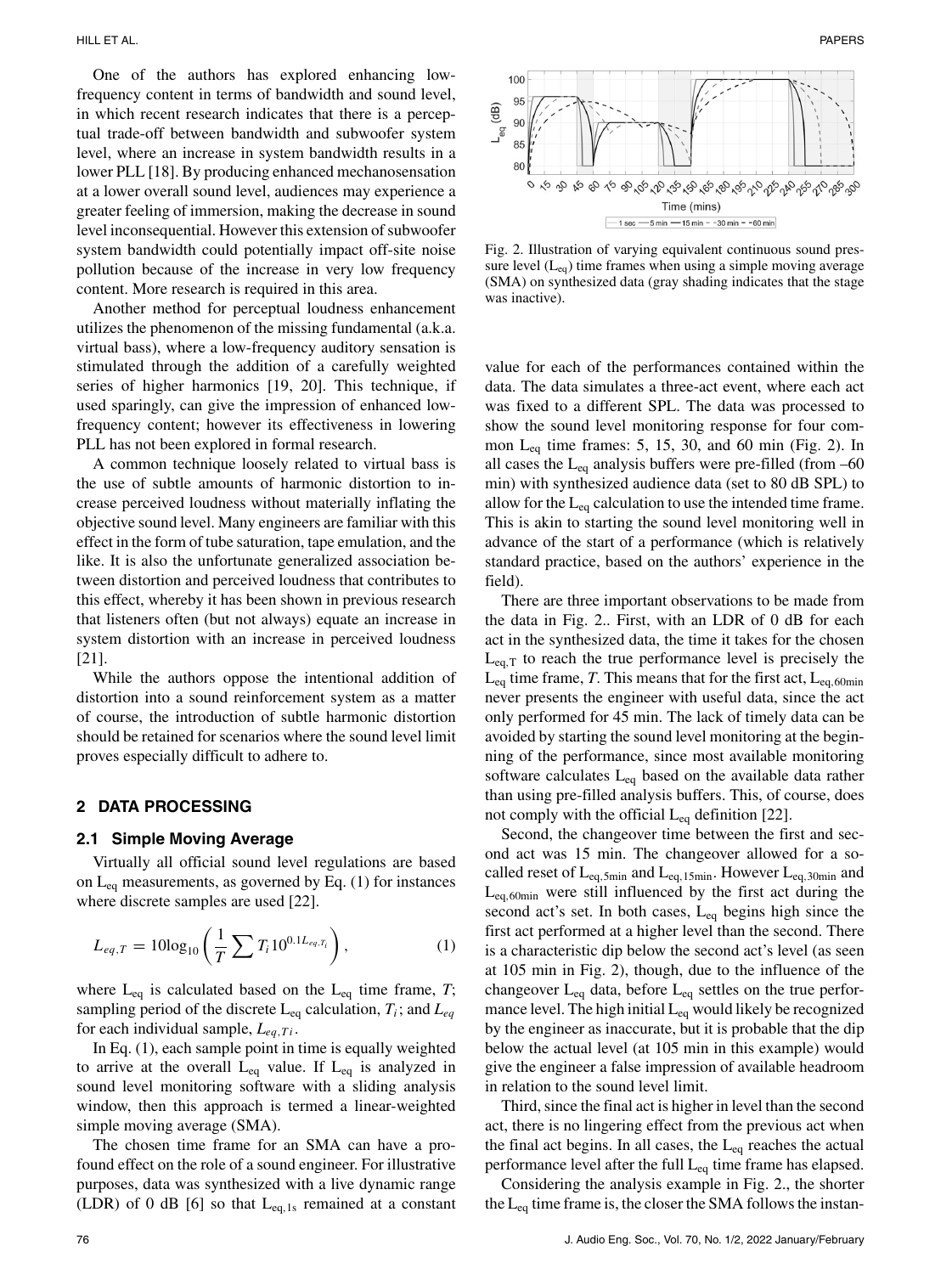One of the authors has explored enhancing low-frequency content in terms of bandwidth and sound level, in which recent research indicates that there is a perceptual trade-off between bandwidth and subwoofer system level, where an increase in system bandwidth results in a lower PLL [18]. By producing enhanced mechanosensation at a lower overall sound level, audiences may experience a greater feeling of immersion, making the decrease in sound level inconsequential. However this extension of subwoofer system bandwidth could potentially impact off-site noise pollution because of the increase in very low frequency content. More research is required in this area.

Another method for perceptual loudness enhancement utilizes the phenomenon of the missing fundamental (a.k.a. virtual bass), where a low-frequency auditory sensation is stimulated through the addition of a carefully weighted series of higher harmonics [19, 20]. This technique, if used sparingly, can give the impression of enhanced low-frequency content; however its effectiveness in lowering PLL has not been explored in formal research.

A common technique loosely related to virtual bass is the use of subtle amounts of harmonic distortion to increase perceived loudness without materially inflating the objective sound level. Many engineers are familiar with this effect in the form of tube saturation, tape emulation, and the like. It is also the unfortunate generalized association between distortion and perceived loudness that contributes to this effect, whereby it has been shown in previous research that listeners often (but not always) equate an increase in system distortion with an increase in perceived loudness [21].

While the authors oppose the intentional addition of distortion into a sound reinforcement system as a matter of course, the introduction of subtle harmonic distortion should be retained for scenarios where the sound level limit proves especially difficult to adhere to.

## 2 DATA PROCESSING

### 2.1 Simple Moving Average

Virtually all official sound level regulations are based on $L_{eq}$ measurements, as governed by Eq. (1) for instances where discrete samples are used [22].

$$L_{eq,T} = 10\log_{10}\left(\frac{1}{T}\sum T_i 10^{0.1L_{eq,T_i}}\right), \quad (1)$$

where $L_{eq}$ is calculated based on the $L_{eq}$ time frame, $T$; sampling period of the discrete $L_{eq}$ calculation, $T_i$; and $L_{eq}$ for each individual sample, $L_{eq,Ti}$.

In Eq. (1), each sample point in time is equally weighted to arrive at the overall $L_{eq}$ value. If $L_{eq}$ is analyzed in sound level monitoring software with a sliding analysis window, then this approach is termed a linear-weighted simple moving average (SMA).

The chosen time frame for an SMA can have a profound effect on the role of a sound engineer. For illustrative purposes, data was synthesized with a live dynamic range (LDR) of 0 dB [6] so that $L_{eq,1s}$ remained at a constant value for each of the performances contained within the data. The data simulates a three-act event, where each act was fixed to a different SPL. The data was processed to show the sound level monitoring response for four common $L_{eq}$ time frames: 5, 15, 30, and 60 min (Fig. 2). In all cases the $L_{eq}$ analysis buffers were pre-filled (from –60 min) with synthesized audience data (set to 80 dB SPL) to allow for the $L_{eq}$ calculation to use the intended time frame. This is akin to starting the sound level monitoring well in advance of the start of a performance (which is relatively standard practice, based on the authors' experience in the field).

Fig. 2. Illustration of varying equivalent continuous sound pressure level ($L_{eq}$) time frames when using a simple moving average (SMA) on synthesized data (gray shading indicates that the stage was inactive).

There are three important observations to be made from the data in Fig. 2.. First, with an LDR of 0 dB for each act in the synthesized data, the time it takes for the chosen $L_{eq,T}$ to reach the true performance level is precisely the $L_{eq}$ time frame, $T$. This means that for the first act, $L_{eq,60min}$ never presents the engineer with useful data, since the act only performed for 45 min. The lack of timely data can be avoided by starting the sound level monitoring at the beginning of the performance, since most available monitoring software calculates $L_{eq}$ based on the available data rather than using pre-filled analysis buffers. This, of course, does not comply with the official $L_{eq}$ definition [22].

Second, the changeover time between the first and second act was 15 min. The changeover allowed for a so-called reset of $L_{eq,5min}$ and $L_{eq,15min}$. However $L_{eq,30min}$ and $L_{eq,60min}$ were still influenced by the first act during the second act's set. In both cases, $L_{eq}$ begins high since the first act performed at a higher level than the second. There is a characteristic dip below the second act's level (as seen at 105 min in Fig. 2), though, due to the influence of the changeover $L_{eq}$ data, before $L_{eq}$ settles on the true performance level. The high initial $L_{eq}$ would likely be recognized by the engineer as inaccurate, but it is probable that the dip below the actual level (at 105 min in this example) would give the engineer a false impression of available headroom in relation to the sound level limit.

Third, since the final act is higher in level than the second act, there is no lingering effect from the previous act when the final act begins. In all cases, the $L_{eq}$ reaches the actual performance level after the full $L_{eq}$ time frame has elapsed.

Considering the analysis example in Fig. 2., the shorter the $L_{eq}$ time frame is, the closer the SMA follows the instan-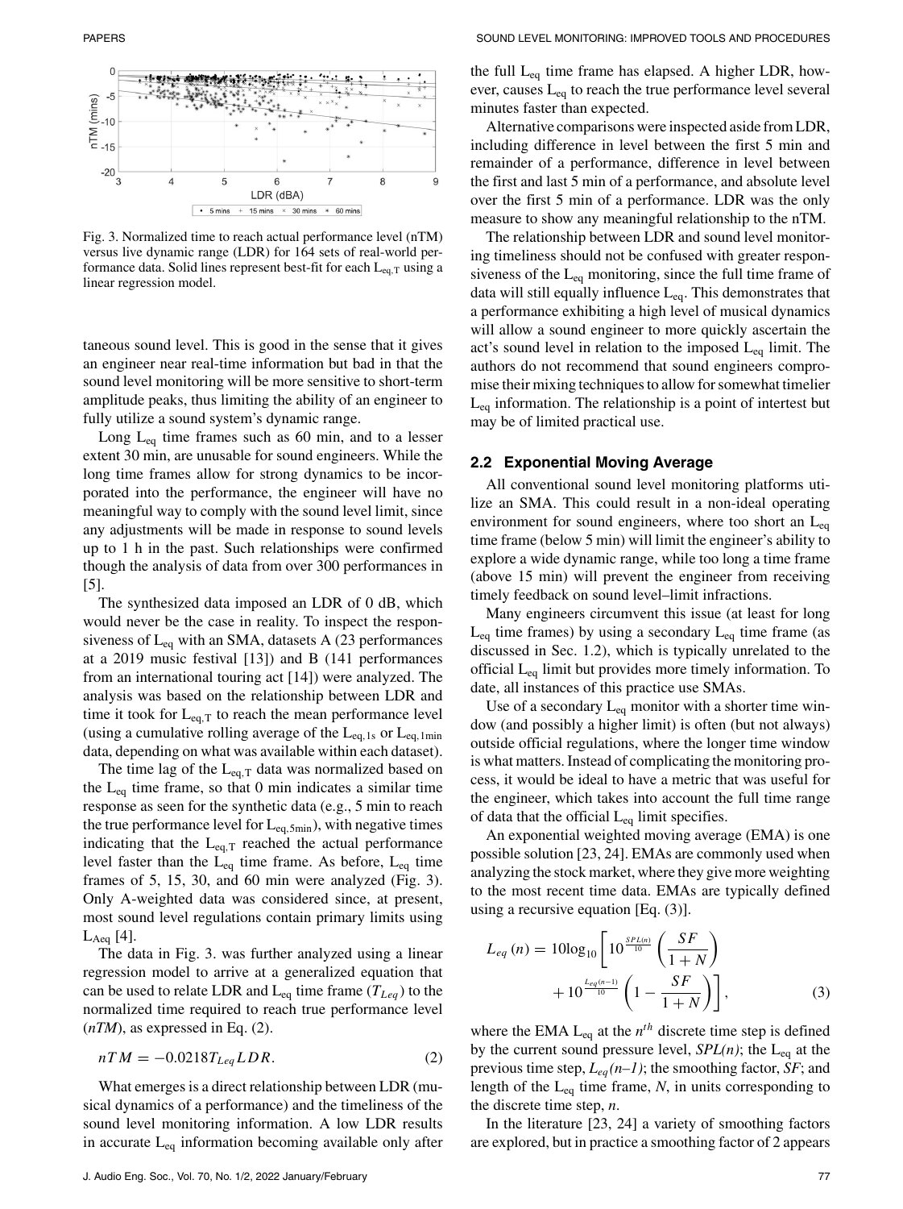Fig. 3. Normalized time to reach actual performance level (nTM) versus live dynamic range (LDR) for 164 sets of real-world performance data. Solid lines represent best-fit for each $L_{eq,T}$ using a linear regression model.

taneous sound level. This is good in the sense that it gives an engineer near real-time information but bad in that the sound level monitoring will be more sensitive to short-term amplitude peaks, thus limiting the ability of an engineer to fully utilize a sound system's dynamic range.

Long $L_{eq}$ time frames such as 60 min, and to a lesser extent 30 min, are unusable for sound engineers. While the long time frames allow for strong dynamics to be incorporated into the performance, the engineer will have no meaningful way to comply with the sound level limit, since any adjustments will be made in response to sound levels up to 1 h in the past. Such relationships were confirmed though the analysis of data from over 300 performances in [5].

The synthesized data imposed an LDR of 0 dB, which would never be the case in reality. To inspect the responsiveness of $L_{eq}$ with an SMA, datasets A (23 performances at a 2019 music festival [13]) and B (141 performances from an international touring act [14]) were analyzed. The analysis was based on the relationship between LDR and time it took for $L_{eq,T}$ to reach the mean performance level (using a cumulative rolling average of the $L_{eq,1s}$ or $L_{eq,1min}$ data, depending on what was available within each dataset).

The time lag of the $L_{eq,T}$ data was normalized based on the $L_{eq}$ time frame, so that 0 min indicates a similar time response as seen for the synthetic data (e.g., 5 min to reach the true performance level for $L_{eq,5min}$), with negative times indicating that the $L_{eq,T}$ reached the actual performance level faster than the $L_{eq}$ time frame. As before, $L_{eq}$ time frames of 5, 15, 30, and 60 min were analyzed (Fig. 3). Only A-weighted data was considered since, at present, most sound level regulations contain primary limits using $L_{Aeq}$ [4].

The data in Fig. 3. was further analyzed using a linear regression model to arrive at a generalized equation that can be used to relate LDR and $L_{eq}$ time frame ($T_{Leq}$) to the normalized time required to reach true performance level (*nTM*), as expressed in Eq. (2).

$$nTM = -0.0218 T_{Leq} LDR. \tag{2}$$

What emerges is a direct relationship between LDR (musical dynamics of a performance) and the timeliness of the sound level monitoring information. A low LDR results in accurate $L_{eq}$ information becoming available only after the full $L_{eq}$ time frame has elapsed. A higher LDR, however, causes $L_{eq}$ to reach the true performance level several minutes faster than expected.

Alternative comparisons were inspected aside from LDR, including difference in level between the first 5 min and remainder of a performance, difference in level between the first and last 5 min of a performance, and absolute level over the first 5 min of a performance. LDR was the only measure to show any meaningful relationship to the nTM.

The relationship between LDR and sound level monitoring timeliness should not be confused with greater responsiveness of the $L_{eq}$ monitoring, since the full time frame of data will still equally influence $L_{eq}$. This demonstrates that a performance exhibiting a high level of musical dynamics will allow a sound engineer to more quickly ascertain the act's sound level in relation to the imposed $L_{eq}$ limit. The authors do not recommend that sound engineers compromise their mixing techniques to allow for somewhat timelier $L_{eq}$ information. The relationship is a point of intertest but may be of limited practical use.

## 2.2 Exponential Moving Average

All conventional sound level monitoring platforms utilize an SMA. This could result in a non-ideal operating environment for sound engineers, where too short an $L_{eq}$ time frame (below 5 min) will limit the engineer's ability to explore a wide dynamic range, while too long a time frame (above 15 min) will prevent the engineer from receiving timely feedback on sound level–limit infractions.

Many engineers circumvent this issue (at least for long $L_{eq}$ time frames) by using a secondary $L_{eq}$ time frame (as discussed in Sec. 1.2), which is typically unrelated to the official $L_{eq}$ limit but provides more timely information. To date, all instances of this practice use SMAs.

Use of a secondary $L_{eq}$ monitor with a shorter time window (and possibly a higher limit) is often (but not always) outside official regulations, where the longer time window is what matters. Instead of complicating the monitoring process, it would be ideal to have a metric that was useful for the engineer, which takes into account the full time range of data that the official $L_{eq}$ limit specifies.

An exponential weighted moving average (EMA) is one possible solution [23, 24]. EMAs are commonly used when analyzing the stock market, where they give more weighting to the most recent time data. EMAs are typically defined using a recursive equation [Eq. (3)].

$$L_{eq}(n) = 10\log_{10}\left[10^{\frac{SPL(n)}{10}}\left(\frac{SF}{1+N}\right) + 10^{\frac{L_{eq}(n-1)}{10}}\left(1-\frac{SF}{1+N}\right)\right], \tag{3}$$

where the EMA $L_{eq}$ at the $n^{th}$ discrete time step is defined by the current sound pressure level, *SPL(n)*; the $L_{eq}$ at the previous time step, $L_{eq}(n\text{–}1)$; the smoothing factor, *SF*; and length of the $L_{eq}$ time frame, *N*, in units corresponding to the discrete time step, *n*.

In the literature [23, 24] a variety of smoothing factors are explored, but in practice a smoothing factor of 2 appears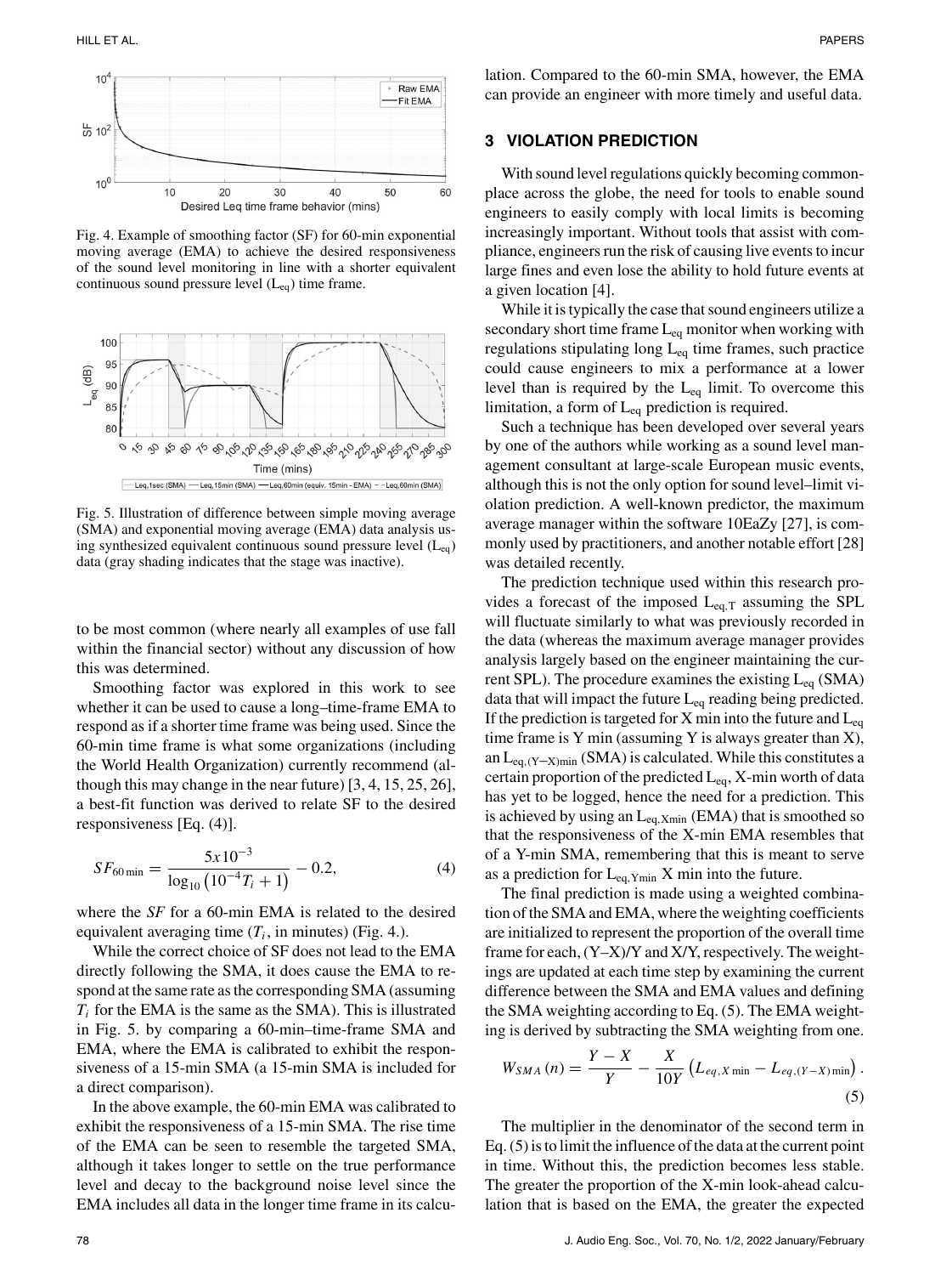Fig. 4. Example of smoothing factor (SF) for 60-min exponential moving average (EMA) to achieve the desired responsiveness of the sound level monitoring in line with a shorter equivalent continuous sound pressure level ($L_{eq}$) time frame.

Fig. 5. Illustration of difference between simple moving average (SMA) and exponential moving average (EMA) data analysis using synthesized equivalent continuous sound pressure level ($L_{eq}$) data (gray shading indicates that the stage was inactive).

to be most common (where nearly all examples of use fall within the financial sector) without any discussion of how this was determined.

Smoothing factor was explored in this work to see whether it can be used to cause a long–time-frame EMA to respond as if a shorter time frame was being used. Since the 60-min time frame is what some organizations (including the World Health Organization) currently recommend (although this may change in the near future) [3, 4, 15, 25, 26], a best-fit function was derived to relate SF to the desired responsiveness [Eq. (4)].

$$SF_{60\,\text{min}} = \frac{5x10^{-3}}{\log_{10}\left(10^{-4}T_i + 1\right)} - 0.2, \tag{4}$$

where the *SF* for a 60-min EMA is related to the desired equivalent averaging time ($T_i$, in minutes) (Fig. 4.).

While the correct choice of SF does not lead to the EMA directly following the SMA, it does cause the EMA to respond at the same rate as the corresponding SMA (assuming $T_i$ for the EMA is the same as the SMA). This is illustrated in Fig. 5. by comparing a 60-min–time-frame SMA and EMA, where the EMA is calibrated to exhibit the responsiveness of a 15-min SMA (a 15-min SMA is included for a direct comparison).

In the above example, the 60-min EMA was calibrated to exhibit the responsiveness of a 15-min SMA. The rise time of the EMA can be seen to resemble the targeted SMA, although it takes longer to settle on the true performance level and decay to the background noise level since the EMA includes all data in the longer time frame in its calculation. Compared to the 60-min SMA, however, the EMA can provide an engineer with more timely and useful data.

## 3 VIOLATION PREDICTION

With sound level regulations quickly becoming commonplace across the globe, the need for tools to enable sound engineers to easily comply with local limits is becoming increasingly important. Without tools that assist with compliance, engineers run the risk of causing live events to incur large fines and even lose the ability to hold future events at a given location [4].

While it is typically the case that sound engineers utilize a secondary short time frame $L_{eq}$ monitor when working with regulations stipulating long $L_{eq}$ time frames, such practice could cause engineers to mix a performance at a lower level than is required by the $L_{eq}$ limit. To overcome this limitation, a form of $L_{eq}$ prediction is required.

Such a technique has been developed over several years by one of the authors while working as a sound level management consultant at large-scale European music events, although this is not the only option for sound level–limit violation prediction. A well-known predictor, the maximum average manager within the software 10EaZy [27], is commonly used by practitioners, and another notable effort [28] was detailed recently.

The prediction technique used within this research provides a forecast of the imposed $L_{eq,T}$ assuming the SPL will fluctuate similarly to what was previously recorded in the data (whereas the maximum average manager provides analysis largely based on the engineer maintaining the current SPL). The procedure examines the existing $L_{eq}$ (SMA) data that will impact the future $L_{eq}$ reading being predicted. If the prediction is targeted for X min into the future and $L_{eq}$ time frame is Y min (assuming Y is always greater than X), an $L_{eq,(Y-X)min}$ (SMA) is calculated. While this constitutes a certain proportion of the predicted $L_{eq}$, X-min worth of data has yet to be logged, hence the need for a prediction. This is achieved by using an $L_{eq,Xmin}$ (EMA) that is smoothed so that the responsiveness of the X-min EMA resembles that of a Y-min SMA, remembering that this is meant to serve as a prediction for $L_{eq,Ymin}$ X min into the future.

The final prediction is made using a weighted combination of the SMA and EMA, where the weighting coefficients are initialized to represent the proportion of the overall time frame for each, (Y–X)/Y and X/Y, respectively. The weightings are updated at each time step by examining the current difference between the SMA and EMA values and defining the SMA weighting according to Eq. (5). The EMA weighting is derived by subtracting the SMA weighting from one.

$$W_{SMA}(n) = \frac{Y - X}{Y} - \frac{X}{10Y}\left(L_{eq,X\,\text{min}} - L_{eq,(Y-X)\,\text{min}}\right). \tag{5}$$

The multiplier in the denominator of the second term in Eq. (5) is to limit the influence of the data at the current point in time. Without this, the prediction becomes less stable. The greater the proportion of the X-min look-ahead calculation that is based on the EMA, the greater the expected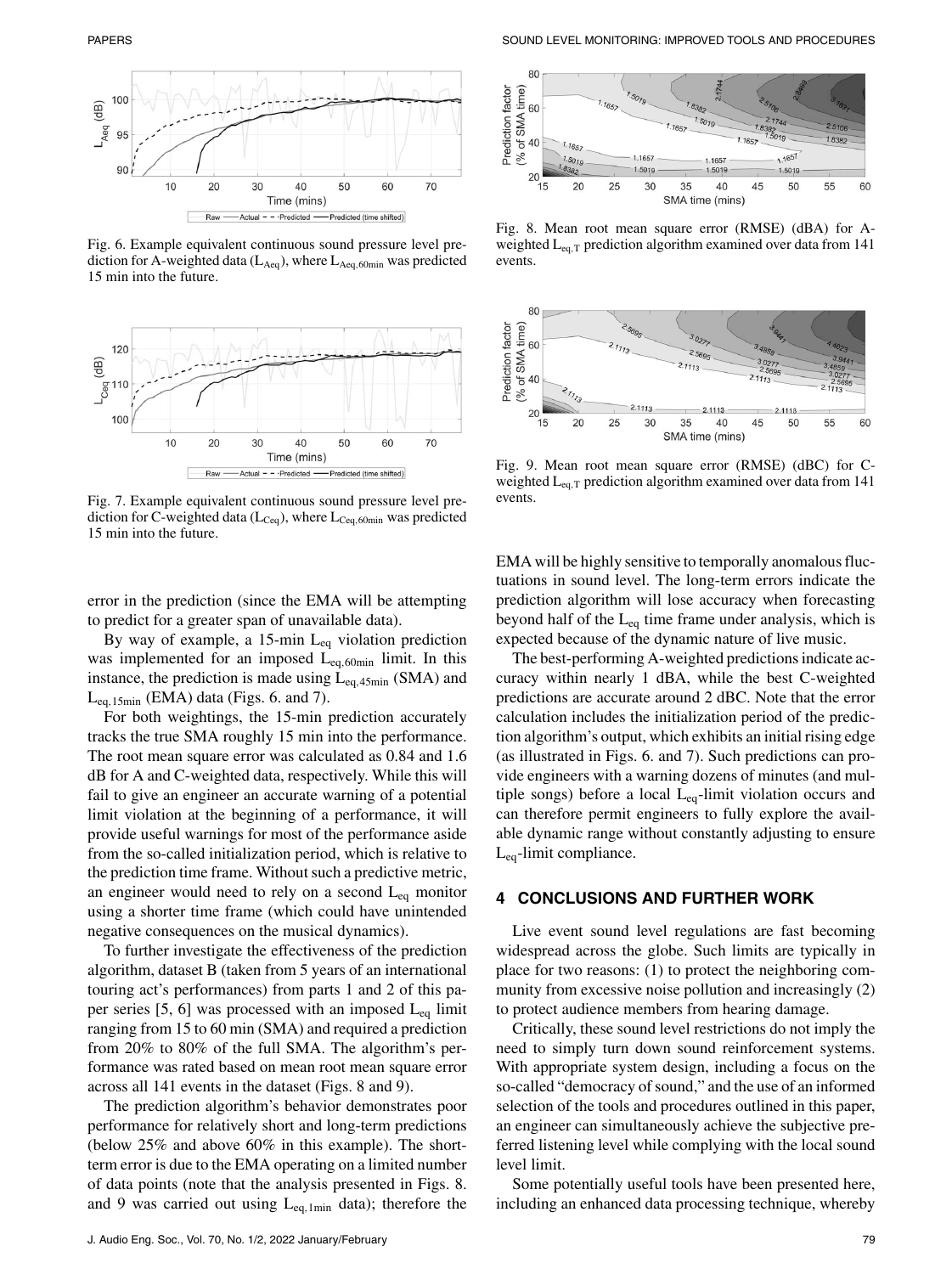Fig. 6. Example equivalent continuous sound pressure level prediction for A-weighted data ($L_{Aeq}$), where $L_{Aeq,60min}$ was predicted 15 min into the future.

Fig. 7. Example equivalent continuous sound pressure level prediction for C-weighted data ($L_{Ceq}$), where $L_{Ceq,60min}$ was predicted 15 min into the future.

Fig. 8. Mean root mean square error (RMSE) (dBA) for A-weighted $L_{eq,T}$ prediction algorithm examined over data from 141 events.

Fig. 9. Mean root mean square error (RMSE) (dBC) for C-weighted $L_{eq,T}$ prediction algorithm examined over data from 141 events.

error in the prediction (since the EMA will be attempting to predict for a greater span of unavailable data).

By way of example, a 15-min $L_{eq}$ violation prediction was implemented for an imposed $L_{eq,60min}$ limit. In this instance, the prediction is made using $L_{eq,45min}$ (SMA) and $L_{eq,15min}$ (EMA) data (Figs. 6. and 7).

For both weightings, the 15-min prediction accurately tracks the true SMA roughly 15 min into the performance. The root mean square error was calculated as 0.84 and 1.6 dB for A and C-weighted data, respectively. While this will fail to give an engineer an accurate warning of a potential limit violation at the beginning of a performance, it will provide useful warnings for most of the performance aside from the so-called initialization period, which is relative to the prediction time frame. Without such a predictive metric, an engineer would need to rely on a second $L_{eq}$ monitor using a shorter time frame (which could have unintended negative consequences on the musical dynamics).

To further investigate the effectiveness of the prediction algorithm, dataset B (taken from 5 years of an international touring act's performances) from parts 1 and 2 of this paper series [5, 6] was processed with an imposed $L_{eq}$ limit ranging from 15 to 60 min (SMA) and required a prediction from 20% to 80% of the full SMA. The algorithm's performance was rated based on mean root mean square error across all 141 events in the dataset (Figs. 8 and 9).

The prediction algorithm's behavior demonstrates poor performance for relatively short and long-term predictions (below 25% and above 60% in this example). The short-term error is due to the EMA operating on a limited number of data points (note that the analysis presented in Figs. 8. and 9 was carried out using $L_{eq,1min}$ data); therefore the EMA will be highly sensitive to temporally anomalous fluctuations in sound level. The long-term errors indicate the prediction algorithm will lose accuracy when forecasting beyond half of the $L_{eq}$ time frame under analysis, which is expected because of the dynamic nature of live music.

The best-performing A-weighted predictions indicate accuracy within nearly 1 dBA, while the best C-weighted predictions are accurate around 2 dBC. Note that the error calculation includes the initialization period of the prediction algorithm's output, which exhibits an initial rising edge (as illustrated in Figs. 6. and 7). Such predictions can provide engineers with a warning dozens of minutes (and multiple songs) before a local $L_{eq}$-limit violation occurs and can therefore permit engineers to fully explore the available dynamic range without constantly adjusting to ensure $L_{eq}$-limit compliance.

## 4 CONCLUSIONS AND FURTHER WORK

Live event sound level regulations are fast becoming widespread across the globe. Such limits are typically in place for two reasons: (1) to protect the neighboring community from excessive noise pollution and increasingly (2) to protect audience members from hearing damage.

Critically, these sound level restrictions do not imply the need to simply turn down sound reinforcement systems. With appropriate system design, including a focus on the so-called "democracy of sound," and the use of an informed selection of the tools and procedures outlined in this paper, an engineer can simultaneously achieve the subjective preferred listening level while complying with the local sound level limit.

Some potentially useful tools have been presented here, including an enhanced data processing technique, whereby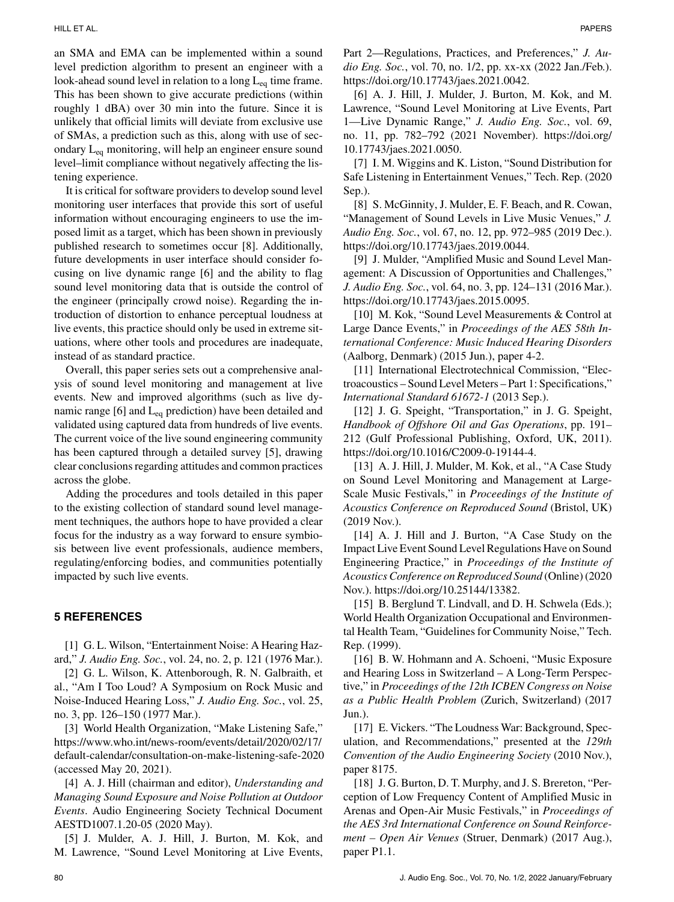an SMA and EMA can be implemented within a sound level prediction algorithm to present an engineer with a look-ahead sound level in relation to a long $L_{eq}$ time frame. This has been shown to give accurate predictions (within roughly 1 dBA) over 30 min into the future. Since it is unlikely that official limits will deviate from exclusive use of SMAs, a prediction such as this, along with use of secondary $L_{eq}$ monitoring, will help an engineer ensure sound level–limit compliance without negatively affecting the listening experience.

It is critical for software providers to develop sound level monitoring user interfaces that provide this sort of useful information without encouraging engineers to use the imposed limit as a target, which has been shown in previously published research to sometimes occur [8]. Additionally, future developments in user interface should consider focusing on live dynamic range [6] and the ability to flag sound level monitoring data that is outside the control of the engineer (principally crowd noise). Regarding the introduction of distortion to enhance perceptual loudness at live events, this practice should only be used in extreme situations, where other tools and procedures are inadequate, instead of as standard practice.

Overall, this paper series sets out a comprehensive analysis of sound level monitoring and management at live events. New and improved algorithms (such as live dynamic range [6] and $L_{eq}$ prediction) have been detailed and validated using captured data from hundreds of live events. The current voice of the live sound engineering community has been captured through a detailed survey [5], drawing clear conclusions regarding attitudes and common practices across the globe.

Adding the procedures and tools detailed in this paper to the existing collection of standard sound level management techniques, the authors hope to have provided a clear focus for the industry as a way forward to ensure symbiosis between live event professionals, audience members, regulating/enforcing bodies, and communities potentially impacted by such live events.

## 5 REFERENCES

[1] G. L. Wilson, "Entertainment Noise: A Hearing Hazard," *J. Audio Eng. Soc.*, vol. 24, no. 2, p. 121 (1976 Mar.).

[2] G. L. Wilson, K. Attenborough, R. N. Galbraith, et al., "Am I Too Loud? A Symposium on Rock Music and Noise-Induced Hearing Loss," *J. Audio Eng. Soc.*, vol. 25, no. 3, pp. 126–150 (1977 Mar.).

[3] World Health Organization, "Make Listening Safe," https://www.who.int/news-room/events/detail/2020/02/17/default-calendar/consultation-on-make-listening-safe-2020 (accessed May 20, 2021).

[4] A. J. Hill (chairman and editor), *Understanding and Managing Sound Exposure and Noise Pollution at Outdoor Events*. Audio Engineering Society Technical Document AESTD1007.1.20-05 (2020 May).

[5] J. Mulder, A. J. Hill, J. Burton, M. Kok, and M. Lawrence, "Sound Level Monitoring at Live Events, Part 2—Regulations, Practices, and Preferences," *J. Audio Eng. Soc.*, vol. 70, no. 1/2, pp. xx-xx (2022 Jan./Feb.). https://doi.org/10.17743/jaes.2021.0042.

[6] A. J. Hill, J. Mulder, J. Burton, M. Kok, and M. Lawrence, "Sound Level Monitoring at Live Events, Part 1—Live Dynamic Range," *J. Audio Eng. Soc.*, vol. 69, no. 11, pp. 782–792 (2021 November). https://doi.org/10.17743/jaes.2021.0050.

[7] I. M. Wiggins and K. Liston, "Sound Distribution for Safe Listening in Entertainment Venues," Tech. Rep. (2020 Sep.).

[8] S. McGinnity, J. Mulder, E. F. Beach, and R. Cowan, "Management of Sound Levels in Live Music Venues," *J. Audio Eng. Soc.*, vol. 67, no. 12, pp. 972–985 (2019 Dec.). https://doi.org/10.17743/jaes.2019.0044.

[9] J. Mulder, "Amplified Music and Sound Level Management: A Discussion of Opportunities and Challenges," *J. Audio Eng. Soc.*, vol. 64, no. 3, pp. 124–131 (2016 Mar.). https://doi.org/10.17743/jaes.2015.0095.

[10] M. Kok, "Sound Level Measurements & Control at Large Dance Events," in *Proceedings of the AES 58th International Conference: Music Induced Hearing Disorders* (Aalborg, Denmark) (2015 Jun.), paper 4-2.

[11] International Electrotechnical Commission, "Electroacoustics – Sound Level Meters – Part 1: Specifications," *International Standard 61672-1* (2013 Sep.).

[12] J. G. Speight, "Transportation," in J. G. Speight, *Handbook of Offshore Oil and Gas Operations*, pp. 191–212 (Gulf Professional Publishing, Oxford, UK, 2011). https://doi.org/10.1016/C2009-0-19144-4.

[13] A. J. Hill, J. Mulder, M. Kok, et al., "A Case Study on Sound Level Monitoring and Management at Large-Scale Music Festivals," in *Proceedings of the Institute of Acoustics Conference on Reproduced Sound* (Bristol, UK) (2019 Nov.).

[14] A. J. Hill and J. Burton, "A Case Study on the Impact Live Event Sound Level Regulations Have on Sound Engineering Practice," in *Proceedings of the Institute of Acoustics Conference on Reproduced Sound* (Online) (2020 Nov.). https://doi.org/10.25144/13382.

[15] B. Berglund T. Lindvall, and D. H. Schwela (Eds.); World Health Organization Occupational and Environmental Health Team, "Guidelines for Community Noise," Tech. Rep. (1999).

[16] B. W. Hohmann and A. Schoeni, "Music Exposure and Hearing Loss in Switzerland – A Long-Term Perspective," in *Proceedings of the 12th ICBEN Congress on Noise as a Public Health Problem* (Zurich, Switzerland) (2017 Jun.).

[17] E. Vickers. "The Loudness War: Background, Speculation, and Recommendations," presented at the *129th Convention of the Audio Engineering Society* (2010 Nov.), paper 8175.

[18] J. G. Burton, D. T. Murphy, and J. S. Brereton, "Perception of Low Frequency Content of Amplified Music in Arenas and Open-Air Music Festivals," in *Proceedings of the AES 3rd International Conference on Sound Reinforcement – Open Air Venues* (Struer, Denmark) (2017 Aug.), paper P1.1.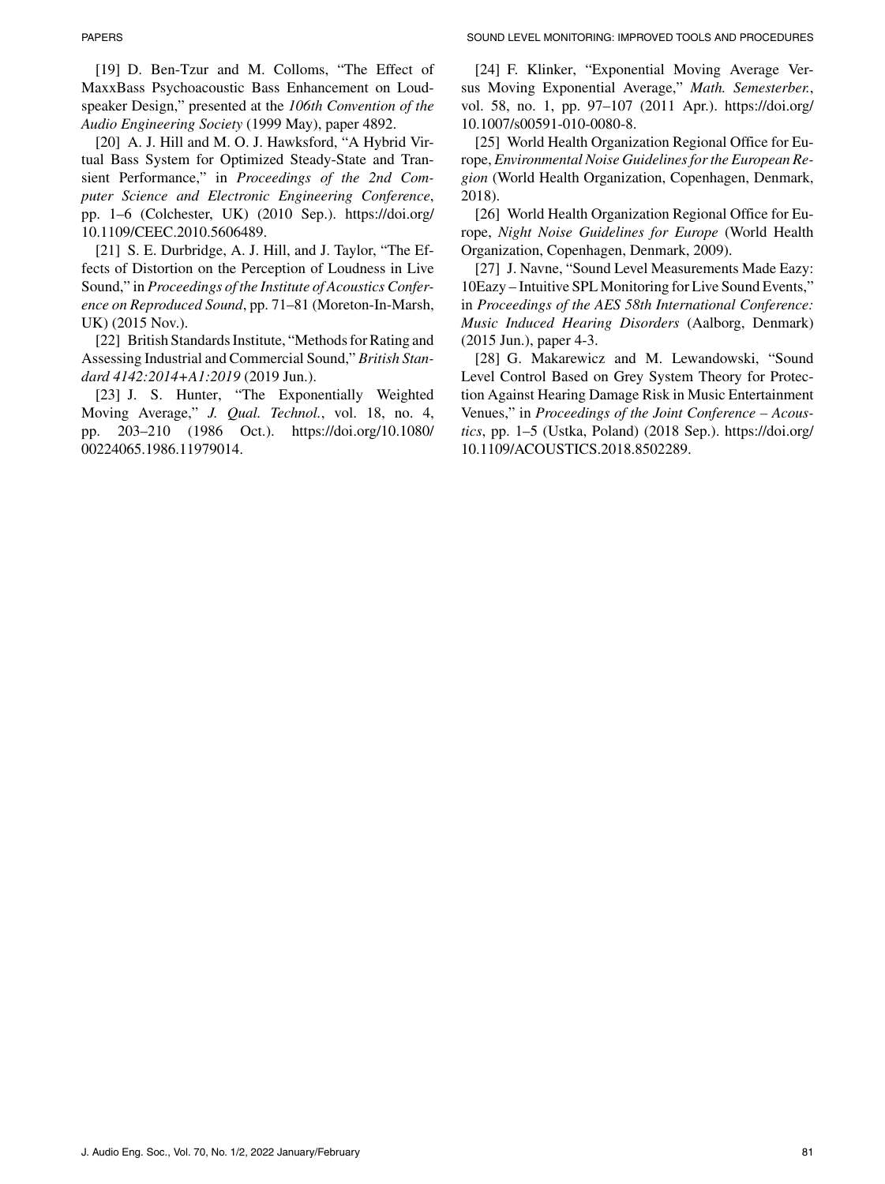[19] D. Ben-Tzur and M. Colloms, "The Effect of MaxxBass Psychoacoustic Bass Enhancement on Loudspeaker Design," presented at the *106th Convention of the Audio Engineering Society* (1999 May), paper 4892.

[20] A. J. Hill and M. O. J. Hawksford, "A Hybrid Virtual Bass System for Optimized Steady-State and Transient Performance," in *Proceedings of the 2nd Computer Science and Electronic Engineering Conference*, pp. 1–6 (Colchester, UK) (2010 Sep.). https://doi.org/10.1109/CEEC.2010.5606489.

[21] S. E. Durbridge, A. J. Hill, and J. Taylor, "The Effects of Distortion on the Perception of Loudness in Live Sound," in *Proceedings of the Institute of Acoustics Conference on Reproduced Sound*, pp. 71–81 (Moreton-In-Marsh, UK) (2015 Nov.).

[22] British Standards Institute, "Methods for Rating and Assessing Industrial and Commercial Sound," *British Standard 4142:2014+A1:2019* (2019 Jun.).

[23] J. S. Hunter, "The Exponentially Weighted Moving Average," *J. Qual. Technol.*, vol. 18, no. 4, pp. 203–210 (1986 Oct.). https://doi.org/10.1080/00224065.1986.11979014.

[24] F. Klinker, "Exponential Moving Average Versus Moving Exponential Average," *Math. Semesterber.*, vol. 58, no. 1, pp. 97–107 (2011 Apr.). https://doi.org/10.1007/s00591-010-0080-8.

[25] World Health Organization Regional Office for Europe, *Environmental Noise Guidelines for the European Region* (World Health Organization, Copenhagen, Denmark, 2018).

[26] World Health Organization Regional Office for Europe, *Night Noise Guidelines for Europe* (World Health Organization, Copenhagen, Denmark, 2009).

[27] J. Navne, "Sound Level Measurements Made Eazy: 10Eazy – Intuitive SPL Monitoring for Live Sound Events," in *Proceedings of the AES 58th International Conference: Music Induced Hearing Disorders* (Aalborg, Denmark) (2015 Jun.), paper 4-3.

[28] G. Makarewicz and M. Lewandowski, "Sound Level Control Based on Grey System Theory for Protection Against Hearing Damage Risk in Music Entertainment Venues," in *Proceedings of the Joint Conference – Acoustics*, pp. 1–5 (Ustka, Poland) (2018 Sep.). https://doi.org/10.1109/ACOUSTICS.2018.8502289.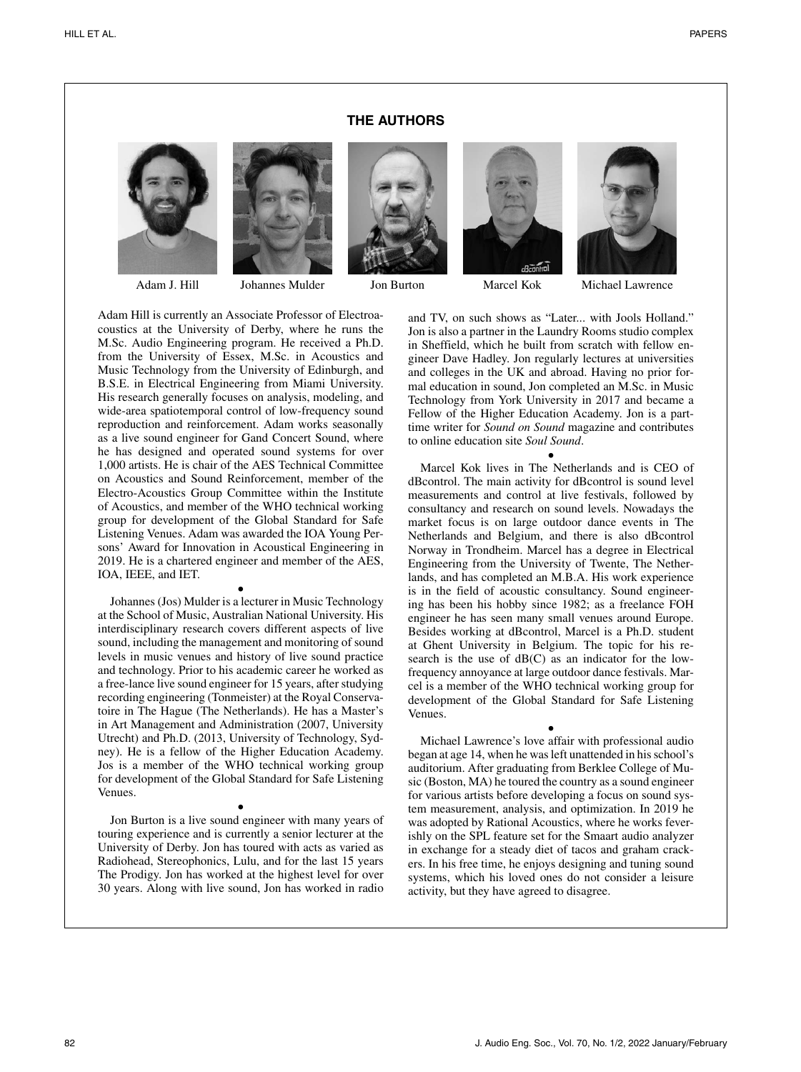## THE AUTHORS

Adam J. Hill Johannes Mulder Jon Burton Marcel Kok Michael Lawrence

Adam Hill is currently an Associate Professor of Electroacoustics at the University of Derby, where he runs the M.Sc. Audio Engineering program. He received a Ph.D. from the University of Essex, M.Sc. in Acoustics and Music Technology from the University of Edinburgh, and B.S.E. in Electrical Engineering from Miami University. His research generally focuses on analysis, modeling, and wide-area spatiotemporal control of low-frequency sound reproduction and reinforcement. Adam works seasonally as a live sound engineer for Gand Concert Sound, where he has designed and operated sound systems for over 1,000 artists. He is chair of the AES Technical Committee on Acoustics and Sound Reinforcement, member of the Electro-Acoustics Group Committee within the Institute of Acoustics, and member of the WHO technical working group for development of the Global Standard for Safe Listening Venues. Adam was awarded the IOA Young Persons' Award for Innovation in Acoustical Engineering in 2019. He is a chartered engineer and member of the AES, IOA, IEEE, and IET.

•

Johannes (Jos) Mulder is a lecturer in Music Technology at the School of Music, Australian National University. His interdisciplinary research covers different aspects of live sound, including the management and monitoring of sound levels in music venues and history of live sound practice and technology. Prior to his academic career he worked as a free-lance live sound engineer for 15 years, after studying recording engineering (Tonmeister) at the Royal Conservatoire in The Hague (The Netherlands). He has a Master's in Art Management and Administration (2007, University Utrecht) and Ph.D. (2013, University of Technology, Sydney). He is a fellow of the Higher Education Academy. Jos is a member of the WHO technical working group for development of the Global Standard for Safe Listening Venues.

•

Jon Burton is a live sound engineer with many years of touring experience and is currently a senior lecturer at the University of Derby. Jon has toured with acts as varied as Radiohead, Stereophonics, Lulu, and for the last 15 years The Prodigy. Jon has worked at the highest level for over 30 years. Along with live sound, Jon has worked in radio and TV, on such shows as "Later... with Jools Holland." Jon is also a partner in the Laundry Rooms studio complex in Sheffield, which he built from scratch with fellow engineer Dave Hadley. Jon regularly lectures at universities and colleges in the UK and abroad. Having no prior formal education in sound, Jon completed an M.Sc. in Music Technology from York University in 2017 and became a Fellow of the Higher Education Academy. Jon is a part-time writer for *Sound on Sound* magazine and contributes to online education site *Soul Sound*.

•

Marcel Kok lives in The Netherlands and is CEO of dBcontrol. The main activity for dBcontrol is sound level measurements and control at live festivals, followed by consultancy and research on sound levels. Nowadays the market focus is on large outdoor dance events in The Netherlands and Belgium, and there is also dBcontrol Norway in Trondheim. Marcel has a degree in Electrical Engineering from the University of Twente, The Netherlands, and has completed an M.B.A. His work experience is in the field of acoustic consultancy. Sound engineering has been his hobby since 1982; as a freelance FOH engineer he has seen many small venues around Europe. Besides working at dBcontrol, Marcel is a Ph.D. student at Ghent University in Belgium. The topic for his research is the use of dB(C) as an indicator for the low-frequency annoyance at large outdoor dance festivals. Marcel is a member of the WHO technical working group for development of the Global Standard for Safe Listening Venues.

•

Michael Lawrence's love affair with professional audio began at age 14, when he was left unattended in his school's auditorium. After graduating from Berklee College of Music (Boston, MA) he toured the country as a sound engineer for various artists before developing a focus on sound system measurement, analysis, and optimization. In 2019 he was adopted by Rational Acoustics, where he works feverishly on the SPL feature set for the Smaart audio analyzer in exchange for a steady diet of tacos and graham crackers. In his free time, he enjoys designing and tuning sound systems, which his loved ones do not consider a leisure activity, but they have agreed to disagree.